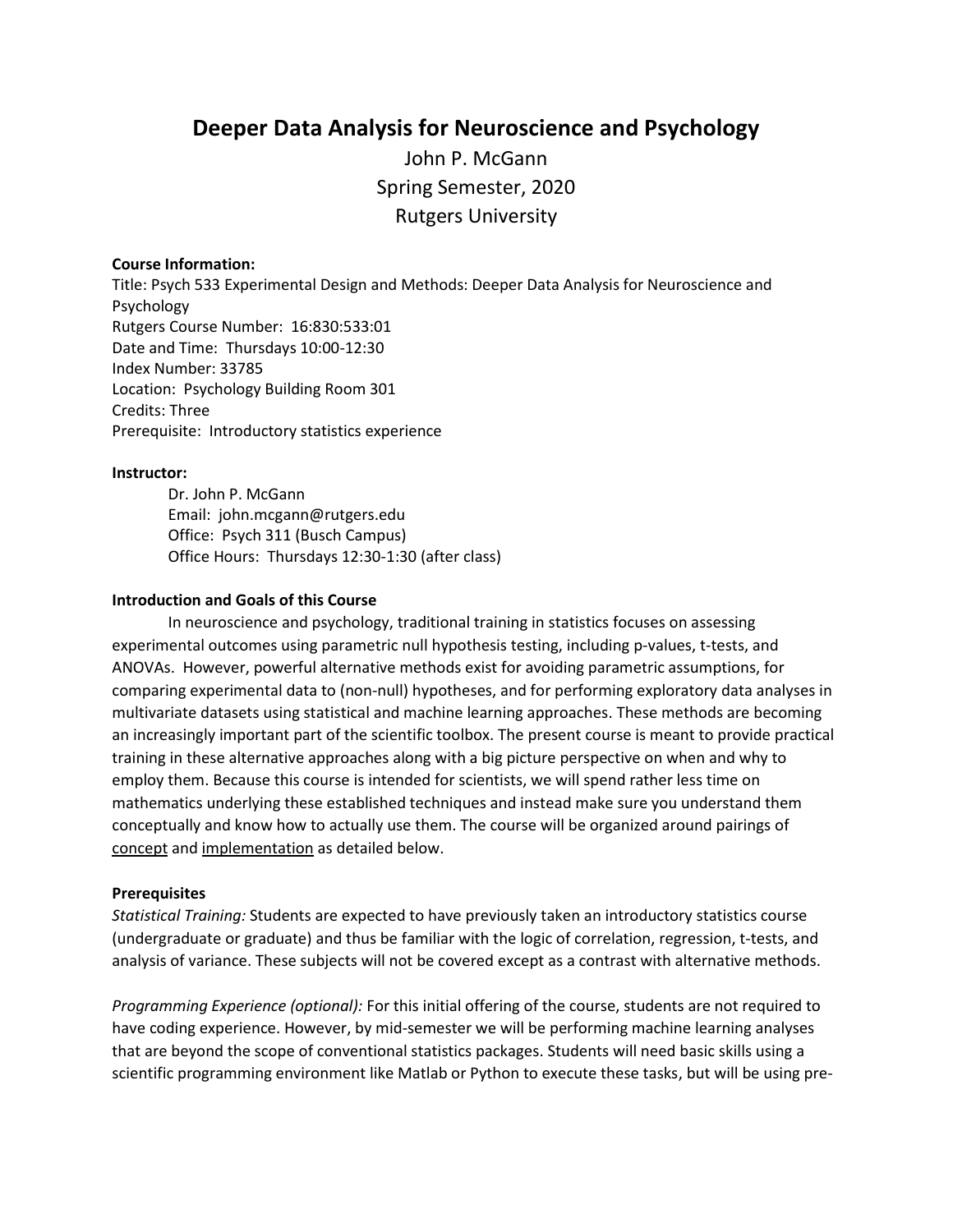# Deeper Data Analysis for Neuroscience and Psychology

John P. McGann
Spring Semester, 2020
Rutgers University

**Course Information:**
Title: Psych 533 Experimental Design and Methods: Deeper Data Analysis for Neuroscience and Psychology
Rutgers Course Number: 16:830:533:01
Date and Time: Thursdays 10:00-12:30
Index Number: 33785
Location: Psychology Building Room 301
Credits: Three
Prerequisite: Introductory statistics experience

**Instructor:**

Dr. John P. McGann
Email: john.mcgann@rutgers.edu
Office: Psych 311 (Busch Campus)
Office Hours: Thursdays 12:30-1:30 (after class)

**Introduction and Goals of this Course**

In neuroscience and psychology, traditional training in statistics focuses on assessing experimental outcomes using parametric null hypothesis testing, including p-values, t-tests, and ANOVAs. However, powerful alternative methods exist for avoiding parametric assumptions, for comparing experimental data to (non-null) hypotheses, and for performing exploratory data analyses in multivariate datasets using statistical and machine learning approaches. These methods are becoming an increasingly important part of the scientific toolbox. The present course is meant to provide practical training in these alternative approaches along with a big picture perspective on when and why to employ them. Because this course is intended for scientists, we will spend rather less time on mathematics underlying these established techniques and instead make sure you understand them conceptually and know how to actually use them. The course will be organized around pairings of <u>concept</u> and <u>implementation</u> as detailed below.

**Prerequisites**

*Statistical Training:* Students are expected to have previously taken an introductory statistics course (undergraduate or graduate) and thus be familiar with the logic of correlation, regression, t-tests, and analysis of variance. These subjects will not be covered except as a contrast with alternative methods.

*Programming Experience (optional):* For this initial offering of the course, students are not required to have coding experience. However, by mid-semester we will be performing machine learning analyses that are beyond the scope of conventional statistics packages. Students will need basic skills using a scientific programming environment like Matlab or Python to execute these tasks, but will be using pre-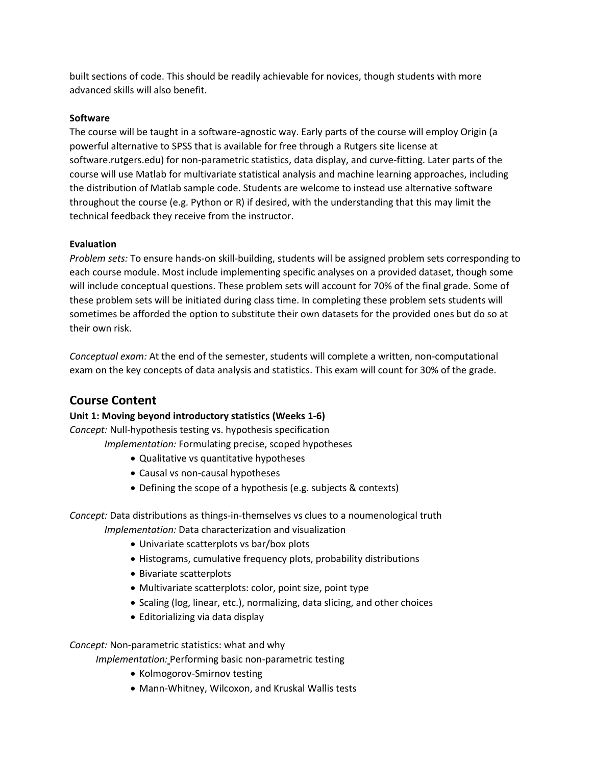built sections of code. This should be readily achievable for novices, though students with more advanced skills will also benefit.

**Software**

The course will be taught in a software-agnostic way. Early parts of the course will employ Origin (a powerful alternative to SPSS that is available for free through a Rutgers site license at software.rutgers.edu) for non-parametric statistics, data display, and curve-fitting. Later parts of the course will use Matlab for multivariate statistical analysis and machine learning approaches, including the distribution of Matlab sample code. Students are welcome to instead use alternative software throughout the course (e.g. Python or R) if desired, with the understanding that this may limit the technical feedback they receive from the instructor.

**Evaluation**

*Problem sets:* To ensure hands-on skill-building, students will be assigned problem sets corresponding to each course module. Most include implementing specific analyses on a provided dataset, though some will include conceptual questions. These problem sets will account for 70% of the final grade. Some of these problem sets will be initiated during class time. In completing these problem sets students will sometimes be afforded the option to substitute their own datasets for the provided ones but do so at their own risk.

*Conceptual exam:* At the end of the semester, students will complete a written, non-computational exam on the key concepts of data analysis and statistics. This exam will count for 30% of the grade.

## Course Content

**Unit 1: Moving beyond introductory statistics (Weeks 1-6)**

*Concept:* Null-hypothesis testing vs. hypothesis specification

*Implementation:* Formulating precise, scoped hypotheses

- Qualitative vs quantitative hypotheses
- Causal vs non-causal hypotheses
- Defining the scope of a hypothesis (e.g. subjects & contexts)

*Concept:* Data distributions as things-in-themselves vs clues to a noumenological truth

*Implementation:* Data characterization and visualization

- Univariate scatterplots vs bar/box plots
- Histograms, cumulative frequency plots, probability distributions
- Bivariate scatterplots
- Multivariate scatterplots: color, point size, point type
- Scaling (log, linear, etc.), normalizing, data slicing, and other choices
- Editorializing via data display

*Concept:* Non-parametric statistics: what and why

*Implementation:* Performing basic non-parametric testing

- Kolmogorov-Smirnov testing
- Mann-Whitney, Wilcoxon, and Kruskal Wallis tests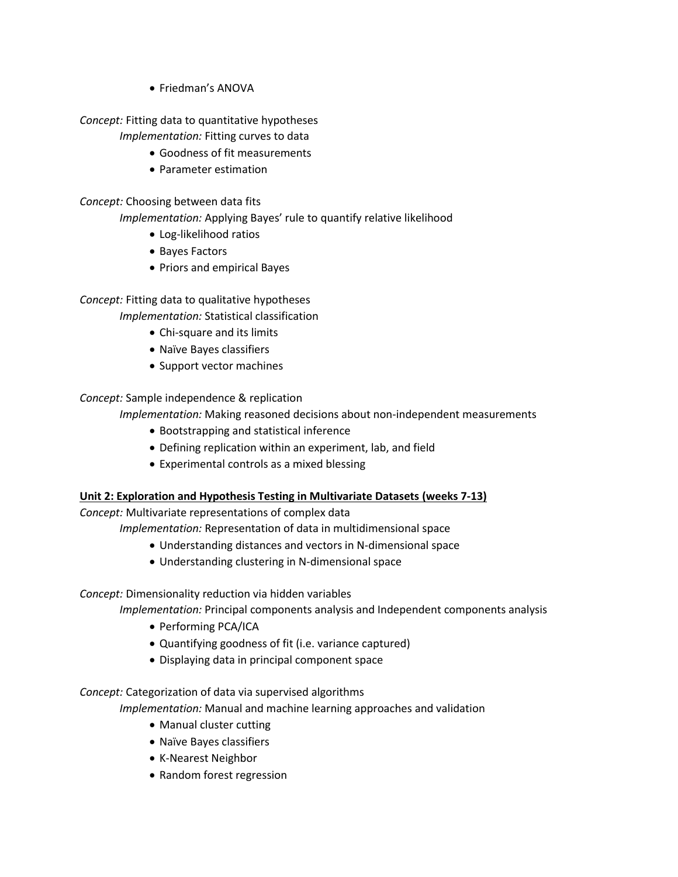- Friedman's ANOVA

*Concept:* Fitting data to quantitative hypotheses

*Implementation:* Fitting curves to data

- Goodness of fit measurements
- Parameter estimation

*Concept:* Choosing between data fits

*Implementation:* Applying Bayes' rule to quantify relative likelihood

- Log-likelihood ratios
- Bayes Factors
- Priors and empirical Bayes

*Concept:* Fitting data to qualitative hypotheses

*Implementation:* Statistical classification

- Chi-square and its limits
- Naïve Bayes classifiers
- Support vector machines

*Concept:* Sample independence & replication

*Implementation:* Making reasoned decisions about non-independent measurements

- Bootstrapping and statistical inference
- Defining replication within an experiment, lab, and field
- Experimental controls as a mixed blessing

**Unit 2: Exploration and Hypothesis Testing in Multivariate Datasets (weeks 7-13)**

*Concept:* Multivariate representations of complex data

*Implementation:* Representation of data in multidimensional space

- Understanding distances and vectors in N-dimensional space
- Understanding clustering in N-dimensional space

*Concept:* Dimensionality reduction via hidden variables

*Implementation:* Principal components analysis and Independent components analysis

- Performing PCA/ICA
- Quantifying goodness of fit (i.e. variance captured)
- Displaying data in principal component space

*Concept:* Categorization of data via supervised algorithms

*Implementation:* Manual and machine learning approaches and validation

- Manual cluster cutting
- Naïve Bayes classifiers
- K-Nearest Neighbor
- Random forest regression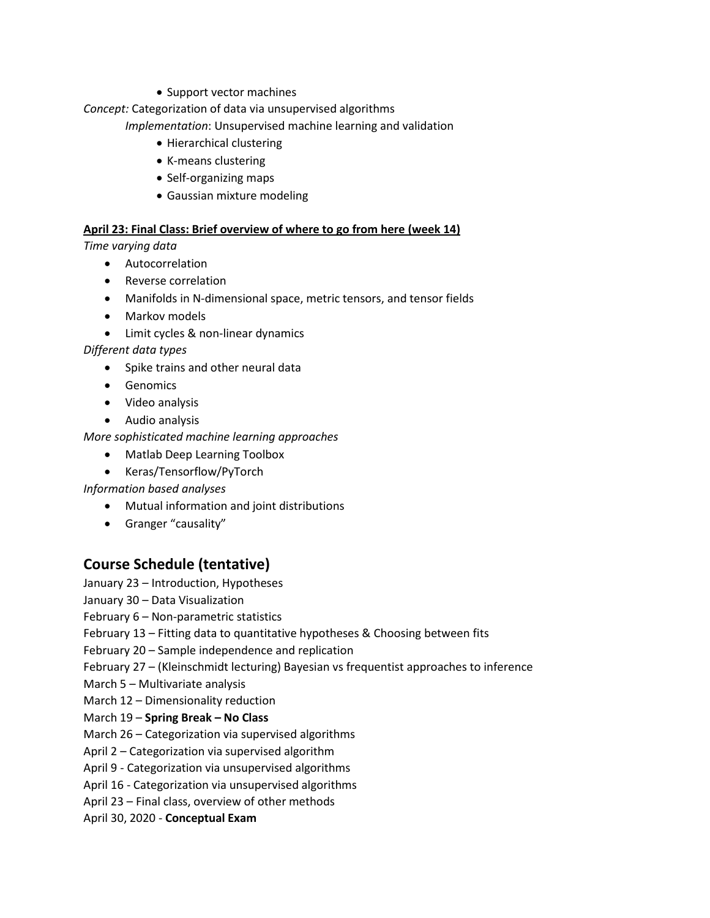- Support vector machines

*Concept:* Categorization of data via unsupervised algorithms

*Implementation*: Unsupervised machine learning and validation

- Hierarchical clustering
- K-means clustering
- Self-organizing maps
- Gaussian mixture modeling

**April 23: Final Class: Brief overview of where to go from here (week 14)**

*Time varying data*

- Autocorrelation
- Reverse correlation
- Manifolds in N-dimensional space, metric tensors, and tensor fields
- Markov models
- Limit cycles & non-linear dynamics

*Different data types*

- Spike trains and other neural data
- Genomics
- Video analysis
- Audio analysis

*More sophisticated machine learning approaches*

- Matlab Deep Learning Toolbox
- Keras/Tensorflow/PyTorch

*Information based analyses*

- Mutual information and joint distributions
- Granger "causality"

## Course Schedule (tentative)

January 23 – Introduction, Hypotheses
January 30 – Data Visualization
February 6 – Non-parametric statistics
February 13 – Fitting data to quantitative hypotheses & Choosing between fits
February 20 – Sample independence and replication
February 27 – (Kleinschmidt lecturing) Bayesian vs frequentist approaches to inference
March 5 – Multivariate analysis
March 12 – Dimensionality reduction
March 19 – **Spring Break – No Class**
March 26 – Categorization via supervised algorithms
April 2 – Categorization via supervised algorithm
April 9 - Categorization via unsupervised algorithms
April 16 - Categorization via unsupervised algorithms
April 23 – Final class, overview of other methods
April 30, 2020 - **Conceptual Exam**